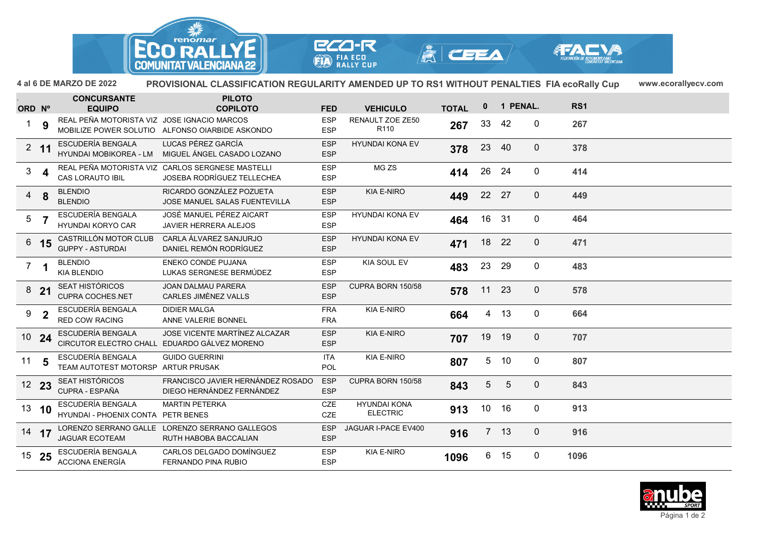4 al 6 DE MARZO DE 2022

## PROVISIONAL CLASSIFICATION REGULARITY AMENDED UP TO RS1 WITHOUT PENALTIES FIA ecoRally Cup

www.ecorallyecv.com

| ORD | Nº | CONCURSANTE / EQUIPO | PILOTO / COPILOTO | FED | VEHICULO | TOTAL | 0 | 1 | PENAL. | RS1 |
|---|---|---|---|---|---|---|---|---|---|---|
| 1 | 9 | REAL PEÑA MOTORISTA VIZ / MOBILIZE POWER SOLUTIO | JOSE IGNACIO MARCOS / ALFONSO OIARBIDE ASKONDO | ESP / ESP | RENAULT ZOE ZE50 R110 | 267 | 33 | 42 | 0 | 267 |
| 2 | 11 | ESCUDERÍA BENGALA / HYUNDAI MOBIKOREA - LM | LUCAS PÉREZ GARCÍA / MIGUEL ÁNGEL CASADO LOZANO | ESP / ESP | HYUNDAI KONA EV | 378 | 23 | 40 | 0 | 378 |
| 3 | 4 | REAL PEÑA MOTORISTA VIZ / CAS LORAUTO IBIL | CARLOS SERGNESE MASTELLI / JOSEBA RODRÍGUEZ TELLECHEA | ESP / ESP | MG ZS | 414 | 26 | 24 | 0 | 414 |
| 4 | 8 | BLENDIO / BLENDIO | RICARDO GONZÁLEZ POZUETA / JOSE MANUEL SALAS FUENTEVILLA | ESP / ESP | KIA E-NIRO | 449 | 22 | 27 | 0 | 449 |
| 5 | 7 | ESCUDERÍA BENGALA / HYUNDAI KORYO CAR | JOSÉ MANUEL PÉREZ AICART / JAVIER HERRERA ALEJOS | ESP / ESP | HYUNDAI KONA EV | 464 | 16 | 31 | 0 | 464 |
| 6 | 15 | CASTRILLÓN MOTOR CLUB / GUPPY - ASTURDAI | CARLA ÁLVAREZ SANJURJO / DANIEL REMÓN RODRÍGUEZ | ESP / ESP | HYUNDAI KONA EV | 471 | 18 | 22 | 0 | 471 |
| 7 | 1 | BLENDIO / KIA BLENDIO | ENEKO CONDE PUJANA / LUKAS SERGNESE BERMÚDEZ | ESP / ESP | KIA SOUL EV | 483 | 23 | 29 | 0 | 483 |
| 8 | 21 | SEAT HISTÓRICOS / CUPRA COCHES.NET | JOAN DALMAU PARERA / CARLES JIMÈNEZ VALLS | ESP / ESP | CUPRA BORN 150/58 | 578 | 11 | 23 | 0 | 578 |
| 9 | 2 | ESCUDERÍA BENGALA / RED COW RACING | DIDIER MALGA / ANNE VALERIE BONNEL | FRA / FRA | KIA E-NIRO | 664 | 4 | 13 | 0 | 664 |
| 10 | 24 | ESCUDERÍA BENGALA / CIRCUTOR ELECTRO CHALL | JOSE VICENTE MARTÍNEZ ALCAZAR / EDUARDO GÁLVEZ MORENO | ESP / ESP | KIA E-NIRO | 707 | 19 | 19 | 0 | 707 |
| 11 | 5 | ESCUDERÍA BENGALA / TEAM AUTOTEST MOTORSP | GUIDO GUERRINI / ARTUR PRUSAK | ITA / POL | KIA E-NIRO | 807 | 5 | 10 | 0 | 807 |
| 12 | 23 | SEAT HISTÓRICOS / CUPRA - ESPAÑA | FRANCISCO JAVIER HERNÁNDEZ ROSADO / DIEGO HERNÁNDEZ FERNÁNDEZ | ESP / ESP | CUPRA BORN 150/58 | 843 | 5 | 5 | 0 | 843 |
| 13 | 10 | ESCUDERÍA BENGALA / HYUNDAI - PHOENIX CONTA | MARTIN PETERKA / PETR BENES | CZE / CZE | HYUNDAI KONA ELECTRIC | 913 | 10 | 16 | 0 | 913 |
| 14 | 17 | LORENZO SERRANO GALLE / JAGUAR ECOTEAM | LORENZO SERRANO GALLEGOS / RUTH HABOBA BACCALIAN | ESP / ESP | JAGUAR I-PACE EV400 | 916 | 7 | 13 | 0 | 916 |
| 15 | 25 | ESCUDERÍA BENGALA / ACCIONA ENERGÍA | CARLOS DELGADO DOMÍNGUEZ / FERNANDO PINA RUBIO | ESP / ESP | KIA E-NIRO | 1096 | 6 | 15 | 0 | 1096 |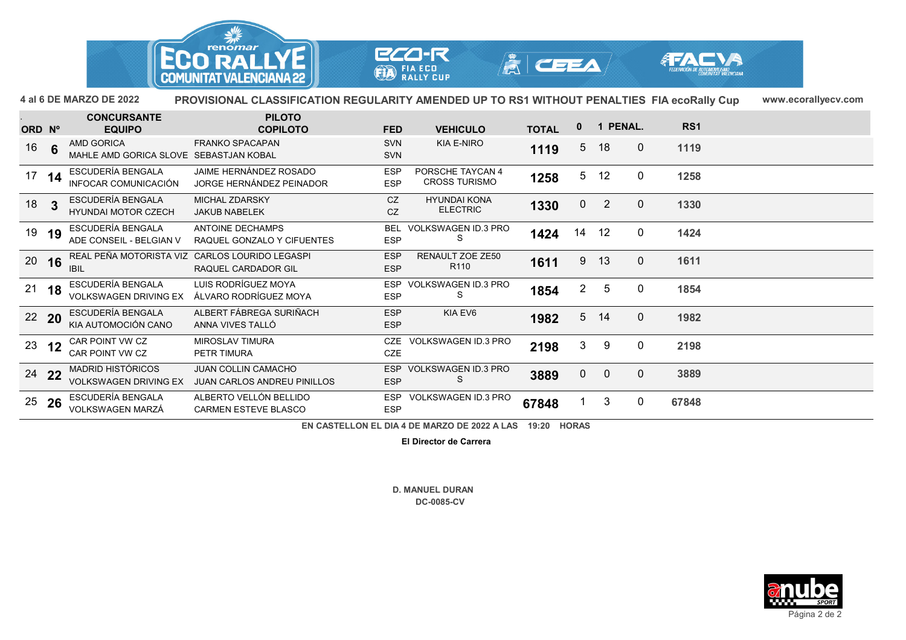4 al 6 DE MARZO DE 2022

**PROVISIONAL CLASSIFICATION REGULARITY AMENDED UP TO RS1 WITHOUT PENALTIES FIA ecoRally Cup**

www.ecorallyecv.com

| ORD | Nº | CONCURSANTE / EQUIPO | PILOTO / COPILOTO | FED | VEHICULO | TOTAL | 0 | 1 | PENAL. | RS1 |
|---|---|---|---|---|---|---|---|---|---|---|
| 16 | 6 | AMD GORICA / MAHLE AMD GORICA SLOVE | FRANKO SPACAPAN / SEBASTJAN KOBAL | SVN / SVN | KIA E-NIRO | 1119 | 5 | 18 | 0 | 1119 |
| 17 | 14 | ESCUDERÍA BENGALA / INFOCAR COMUNICACIÓN | JAIME HERNÁNDEZ ROSADO / JORGE HERNÁNDEZ PEINADOR | ESP / ESP | PORSCHE TAYCAN 4 CROSS TURISMO | 1258 | 5 | 12 | 0 | 1258 |
| 18 | 3 | ESCUDERÍA BENGALA / HYUNDAI MOTOR CZECH | MICHAL ZDARSKY / JAKUB NABELEK | CZ / CZ | HYUNDAI KONA ELECTRIC | 1330 | 0 | 2 | 0 | 1330 |
| 19 | 19 | ESCUDERÍA BENGALA / ADE CONSEIL - BELGIAN V | ANTOINE DECHAMPS / RAQUEL GONZALO Y CIFUENTES | BEL / ESP | VOLKSWAGEN ID.3 PRO S | 1424 | 14 | 12 | 0 | 1424 |
| 20 | 16 | REAL PEÑA MOTORISTA VIZ / IBIL | CARLOS LOURIDO LEGASPI / RAQUEL CARDADOR GIL | ESP / ESP | RENAULT ZOE ZE50 R110 | 1611 | 9 | 13 | 0 | 1611 |
| 21 | 18 | ESCUDERÍA BENGALA / VOLKSWAGEN DRIVING EX | LUIS RODRÍGUEZ MOYA / ÁLVARO RODRÍGUEZ MOYA | ESP / ESP | VOLKSWAGEN ID.3 PRO S | 1854 | 2 | 5 | 0 | 1854 |
| 22 | 20 | ESCUDERÍA BENGALA / KIA AUTOMOCIÓN CANO | ALBERT FÁBREGA SURIÑACH / ANNA VIVES TALLÓ | ESP / ESP | KIA EV6 | 1982 | 5 | 14 | 0 | 1982 |
| 23 | 12 | CAR POINT VW CZ / CAR POINT VW CZ | MIROSLAV TIMURA / PETR TIMURA | CZE / CZE | VOLKSWAGEN ID.3 PRO | 2198 | 3 | 9 | 0 | 2198 |
| 24 | 22 | MADRID HISTÓRICOS / VOLKSWAGEN DRIVING EX | JUAN COLLIN CAMACHO / JUAN CARLOS ANDREU PINILLOS | ESP / ESP | VOLKSWAGEN ID.3 PRO S | 3889 | 0 | 0 | 0 | 3889 |
| 25 | 26 | ESCUDERÍA BENGALA / VOLKSWAGEN MARZÁ | ALBERTO VELLÓN BELLIDO / CARMEN ESTEVE BLASCO | ESP / ESP | VOLKSWAGEN ID.3 PRO | 67848 | 1 | 3 | 0 | 67848 |

**EN CASTELLON EL DIA 4 DE MARZO DE 2022 A LAS 19:20 HORAS**

**El Director de Carrera**

**D. MANUEL DURAN**
**DC-0085-CV**